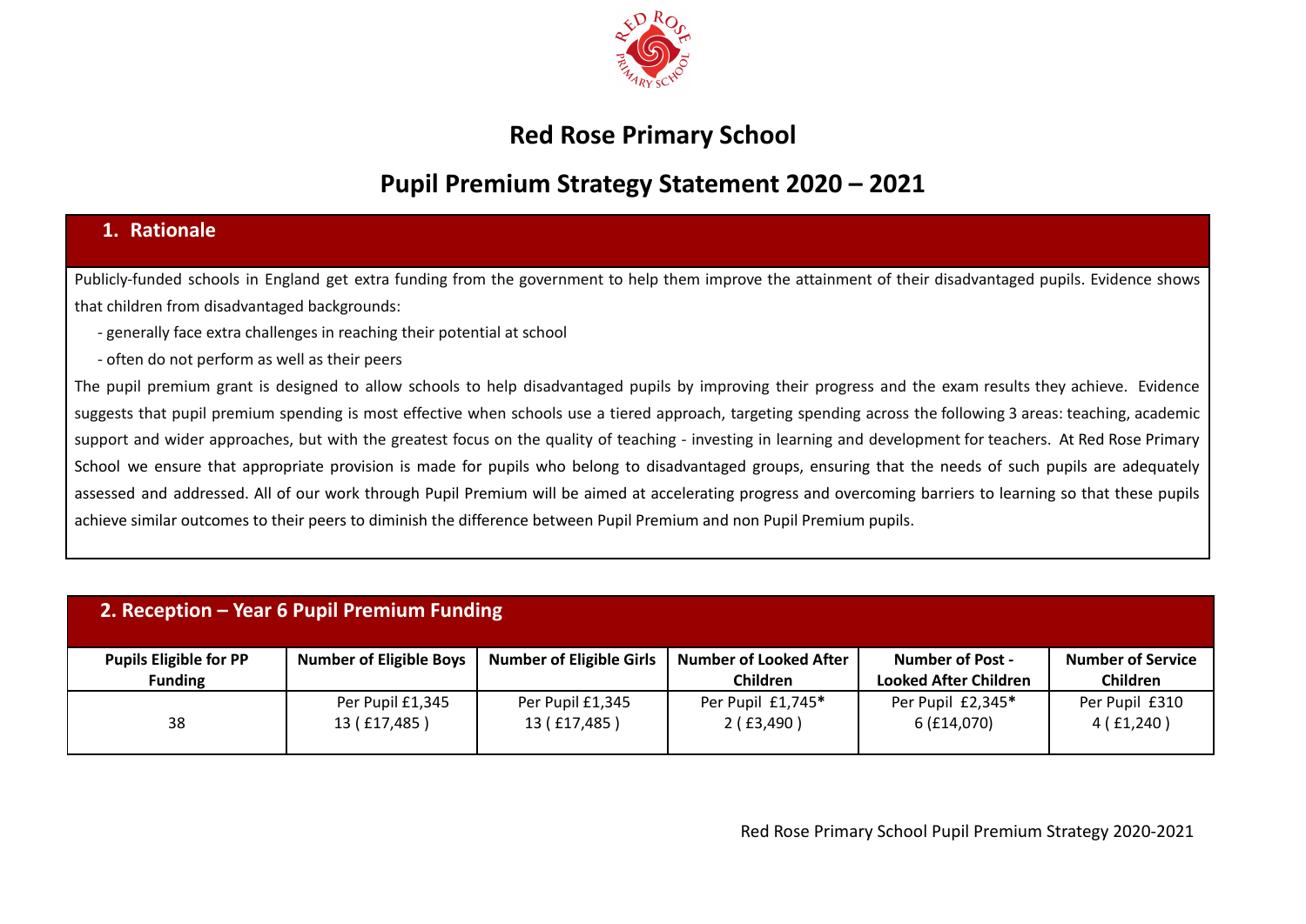# Red Rose Primary School

## Pupil Premium Strategy Statement 2020 – 2021

### 1. Rationale

Publicly-funded schools in England get extra funding from the government to help them improve the attainment of their disadvantaged pupils. Evidence shows that children from disadvantaged backgrounds:

- generally face extra challenges in reaching their potential at school
- often do not perform as well as their peers

The pupil premium grant is designed to allow schools to help disadvantaged pupils by improving their progress and the exam results they achieve. Evidence suggests that pupil premium spending is most effective when schools use a tiered approach, targeting spending across the following 3 areas: teaching, academic support and wider approaches, but with the greatest focus on the quality of teaching - investing in learning and development for teachers. At Red Rose Primary School we ensure that appropriate provision is made for pupils who belong to disadvantaged groups, ensuring that the needs of such pupils are adequately assessed and addressed. All of our work through Pupil Premium will be aimed at accelerating progress and overcoming barriers to learning so that these pupils achieve similar outcomes to their peers to diminish the difference between Pupil Premium and non Pupil Premium pupils.

### 2. Reception – Year 6 Pupil Premium Funding

| Pupils Eligible for PP Funding | Number of Eligible Boys | Number of Eligible Girls | Number of Looked After Children | Number of Post - Looked After Children | Number of Service Children |
|---|---|---|---|---|---|
| 38 | Per Pupil £1,345<br>13 ( £17,485 ) | Per Pupil £1,345<br>13 ( £17,485 ) | Per Pupil £1,745*<br>2 ( £3,490 ) | Per Pupil £2,345*<br>6 (£14,070) | Per Pupil £310<br>4 ( £1,240 ) |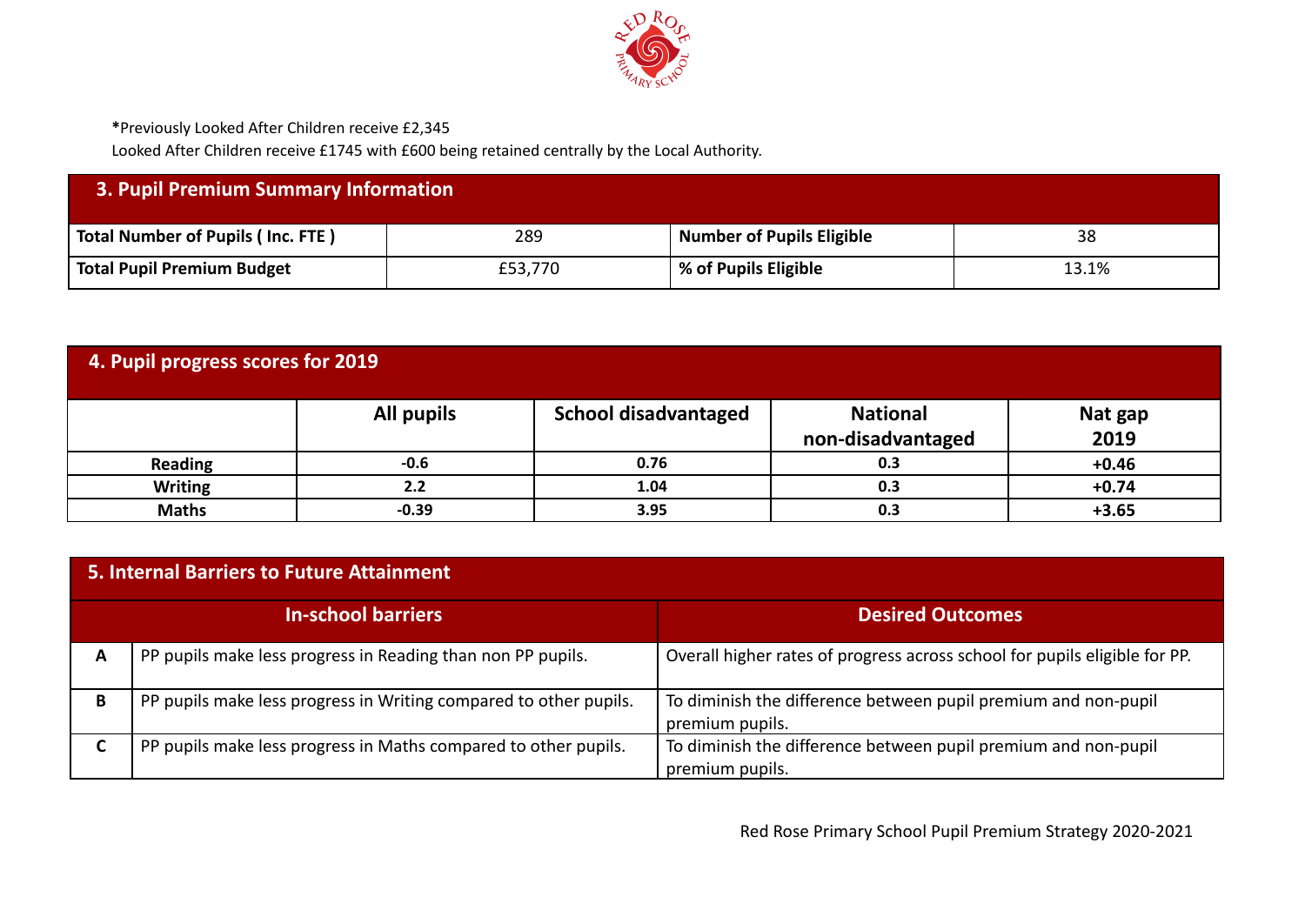**\***Previously Looked After Children receive £2,345

Looked After Children receive £1745 with £600 being retained centrally by the Local Authority.

| 3. Pupil Premium Summary Information | | | |
|---|---|---|---|
| **Total Number of Pupils ( Inc. FTE )** | 289 | **Number of Pupils Eligible** | 38 |
| **Total Pupil Premium Budget** | £53,770 | **% of Pupils Eligible** | 13.1% |

| 4. Pupil progress scores for 2019 | | | | |
|---|---|---|---|---|
| | **All pupils** | **School disadvantaged** | **National non-disadvantaged** | **Nat gap 2019** |
| **Reading** | **-0.6** | **0.76** | **0.3** | **+0.46** |
| **Writing** | **2.2** | **1.04** | **0.3** | **+0.74** |
| **Maths** | **-0.39** | **3.95** | **0.3** | **+3.65** |

| 5. Internal Barriers to Future Attainment | | |
|---|---|---|
| | **In-school barriers** | **Desired Outcomes** |
| **A** | PP pupils make less progress in Reading than non PP pupils. | Overall higher rates of progress across school for pupils eligible for PP. |
| **B** | PP pupils make less progress in Writing compared to other pupils. | To diminish the difference between pupil premium and non-pupil premium pupils. |
| **C** | PP pupils make less progress in Maths compared to other pupils. | To diminish the difference between pupil premium and non-pupil premium pupils. |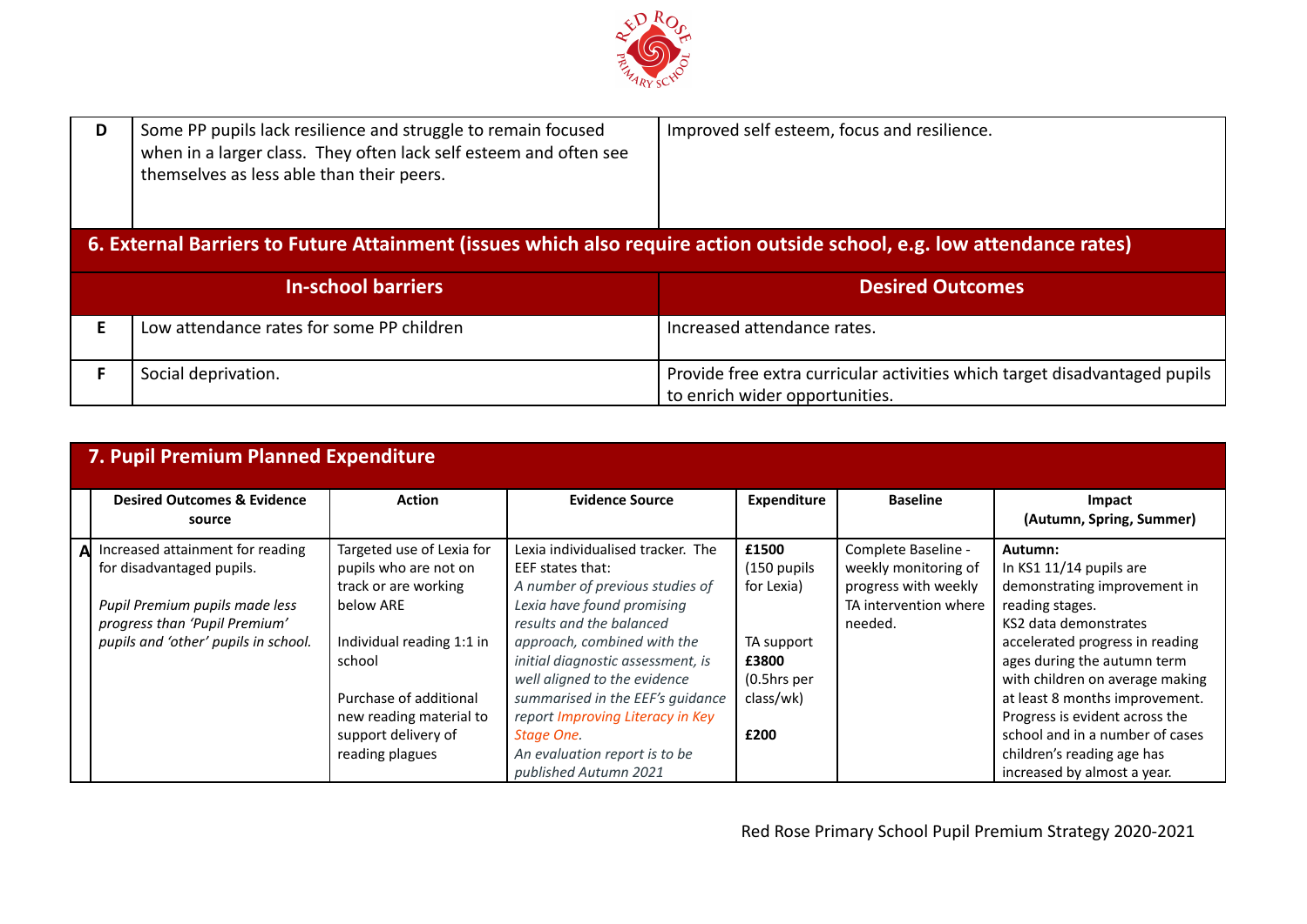| | | |
|---|---|---|
| D | Some PP pupils lack resilience and struggle to remain focused when in a larger class. They often lack self esteem and often see themselves as less able than their peers. | Improved self esteem, focus and resilience. |

## 6. External Barriers to Future Attainment (issues which also require action outside school, e.g. low attendance rates)

| | In-school barriers | Desired Outcomes |
|---|---|---|
| E | Low attendance rates for some PP children | Increased attendance rates. |
| F | Social deprivation. | Provide free extra curricular activities which target disadvantaged pupils to enrich wider opportunities. |

## 7. Pupil Premium Planned Expenditure

| | Desired Outcomes & Evidence source | Action | Evidence Source | Expenditure | Baseline | Impact (Autumn, Spring, Summer) |
|---|---|---|---|---|---|---|
| A | Increased attainment for reading for disadvantaged pupils.<br><br>*Pupil Premium pupils made less progress than 'Pupil Premium' pupils and 'other' pupils in school.* | Targeted use of Lexia for pupils who are not on track or are working below ARE<br><br>Individual reading 1:1 in school<br><br>Purchase of additional new reading material to support delivery of reading plagues | Lexia individualised tracker. The EEF states that:<br>*A number of previous studies of Lexia have found promising results and the balanced approach, combined with the initial diagnostic assessment, is well aligned to the evidence summarised in the EEF's guidance report Improving Literacy in Key Stage One.*<br>*An evaluation report is to be published Autumn 2021* | **£1500** (150 pupils for Lexia)<br><br>TA support **£3800** (0.5hrs per class/wk)<br><br>**£200** | Complete Baseline - weekly monitoring of progress with weekly TA intervention where needed. | **Autumn:**<br>In KS1 11/14 pupils are demonstrating improvement in reading stages.<br>KS2 data demonstrates accelerated progress in reading ages during the autumn term with children on average making at least 8 months improvement. Progress is evident across the school and in a number of cases children's reading age has increased by almost a year. |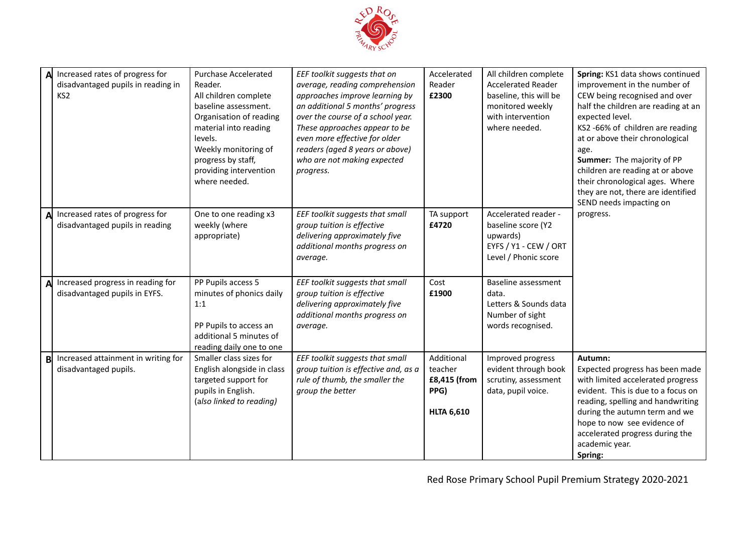| | | | | | | |
|---|---|---|---|---|---|---|
| A | Increased rates of progress for disadvantaged pupils in reading in KS2 | Purchase Accelerated Reader.<br>All children complete baseline assessment.<br>Organisation of reading material into reading levels.<br>Weekly monitoring of progress by staff, providing intervention where needed. | *EEF toolkit suggests that on average, reading comprehension approaches improve learning by an additional 5 months' progress over the course of a school year. These approaches appear to be even more effective for older readers (aged 8 years or above) who are not making expected progress.* | Accelerated Reader<br>**£2300** | All children complete Accelerated Reader baseline, this will be monitored weekly with intervention where needed. | **Spring:** KS1 data shows continued improvement in the number of CEW being recognised and over half the children are reading at an expected level.<br>KS2 -66% of children are reading at or above their chronological age.<br>**Summer:** The majority of PP children are reading at or above their chronological ages. Where they are not, there are identified SEND needs impacting on progress. |
| A | Increased rates of progress for disadvantaged pupils in reading | One to one reading x3 weekly (where appropriate) | *EEF toolkit suggests that small group tuition is effective delivering approximately five additional months progress on average.* | TA support<br>**£4720** | Accelerated reader - baseline score (Y2 upwards)<br>EYFS / Y1 - CEW / ORT Level / Phonic score | |
| A | Increased progress in reading for disadvantaged pupils in EYFS. | PP Pupils access 5 minutes of phonics daily 1:1<br><br>PP Pupils to access an additional 5 minutes of reading daily one to one | *EEF toolkit suggests that small group tuition is effective delivering approximately five additional months progress on average.* | Cost<br>**£1900** | Baseline assessment data.<br>Letters & Sounds data<br>Number of sight words recognised. | |
| B | Increased attainment in writing for disadvantaged pupils. | Smaller class sizes for English alongside in class targeted support for pupils in English.<br>(*also linked to reading)* | *EEF toolkit suggests that small group tuition is effective and, as a rule of thumb, the smaller the group the better* | Additional teacher<br>**£8,415 (from PPG)**<br><br>**HLTA 6,610** | Improved progress evident through book scrutiny, assessment data, pupil voice. | **Autumn:**<br>Expected progress has been made with limited accelerated progress evident. This is due to a focus on reading, spelling and handwriting during the autumn term and we hope to now see evidence of accelerated progress during the academic year.<br>**Spring:** |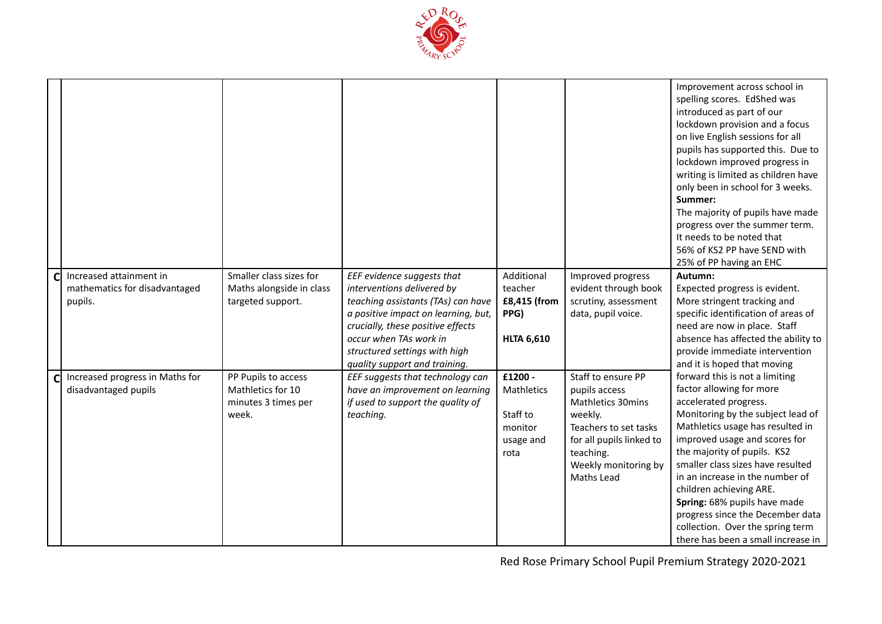| | | | | | | |
|---|---|---|---|---|---|---|
| | | | | | | Improvement across school in spelling scores. EdShed was introduced as part of our lockdown provision and a focus on live English sessions for all pupils has supported this. Due to lockdown improved progress in writing is limited as children have only been in school for 3 weeks. **Summer:** The majority of pupils have made progress over the summer term. It needs to be noted that 56% of KS2 PP have SEND with 25% of PP having an EHC |
| **C** | Increased attainment in mathematics for disadvantaged pupils. | Smaller class sizes for Maths alongside in class targeted support. | *EEF evidence suggests that interventions delivered by teaching assistants (TAs) can have a positive impact on learning, but, crucially, these positive effects occur when TAs work in structured settings with high quality support and training.* | Additional teacher **£8,415 (from PPG)** **HLTA 6,610** | Improved progress evident through book scrutiny, assessment data, pupil voice. | **Autumn:** Expected progress is evident. More stringent tracking and specific identification of areas of need are now in place. Staff absence has affected the ability to provide immediate intervention and it is hoped that moving forward this is not a limiting factor allowing for more accelerated progress. Monitoring by the subject lead of Mathletics usage has resulted in improved usage and scores for the majority of pupils. KS2 smaller class sizes have resulted in an increase in the number of children achieving ARE. **Spring:** 68% pupils have made progress since the December data collection. Over the spring term there has been a small increase in |
| **C** | Increased progress in Maths for disadvantaged pupils | PP Pupils to access Mathletics for 10 minutes 3 times per week. | *EEF suggests that technology can have an improvement on learning if used to support the quality of teaching.* | **£1200 -** Mathletics Staff to monitor usage and rota | Staff to ensure PP pupils access Mathletics 30mins weekly. Teachers to set tasks for all pupils linked to teaching. Weekly monitoring by Maths Lead | |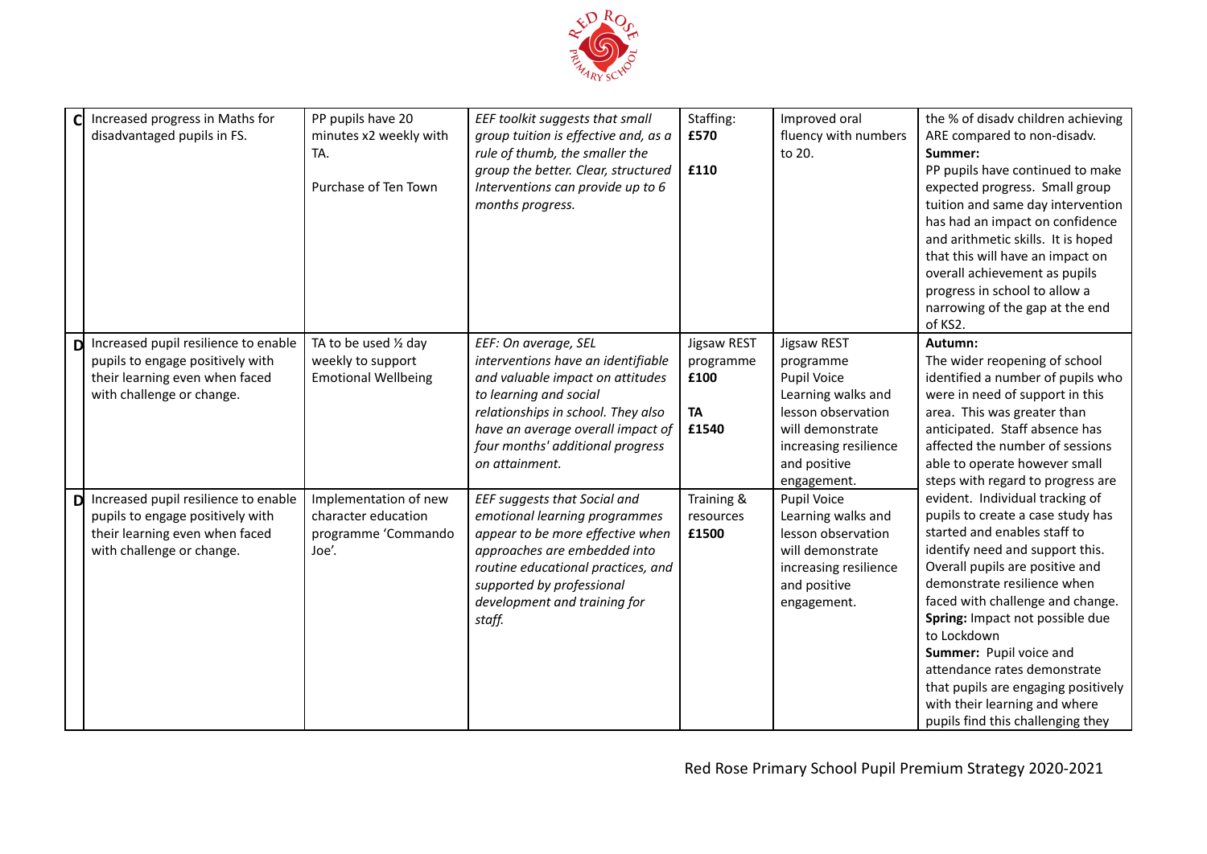| | | | | | | |
|---|---|---|---|---|---|---|
| C | Increased progress in Maths for disadvantaged pupils in FS. | PP pupils have 20 minutes x2 weekly with TA.<br><br>Purchase of Ten Town | *EEF toolkit suggests that small group tuition is effective and, as a rule of thumb, the smaller the group the better. Clear, structured Interventions can provide up to 6 months progress.* | Staffing:<br>**£570**<br><br>**£110** | Improved oral fluency with numbers to 20. | the % of disadv children achieving ARE compared to non-disadv.<br>**Summer:**<br>PP pupils have continued to make expected progress. Small group tuition and same day intervention has had an impact on confidence and arithmetic skills. It is hoped that this will have an impact on overall achievement as pupils progress in school to allow a narrowing of the gap at the end of KS2. |
| D | Increased pupil resilience to enable pupils to engage positively with their learning even when faced with challenge or change. | TA to be used ½ day weekly to support Emotional Wellbeing | *EEF: On average, SEL interventions have an identifiable and valuable impact on attitudes to learning and social relationships in school. They also have an average overall impact of four months' additional progress on attainment.* | Jigsaw REST programme<br>**£100**<br><br>**TA**<br>**£1540** | Jigsaw REST programme<br>Pupil Voice<br>Learning walks and lesson observation will demonstrate increasing resilience and positive engagement. | **Autumn:**<br>The wider reopening of school identified a number of pupils who were in need of support in this area. This was greater than anticipated. Staff absence has affected the number of sessions able to operate however small steps with regard to progress are evident. Individual tracking of pupils to create a case study has started and enables staff to identify need and support this. Overall pupils are positive and demonstrate resilience when faced with challenge and change.<br>**Spring:** Impact not possible due to Lockdown<br>**Summer:** Pupil voice and attendance rates demonstrate that pupils are engaging positively with their learning and where pupils find this challenging they |
| D | Increased pupil resilience to enable pupils to engage positively with their learning even when faced with challenge or change. | Implementation of new character education programme 'Commando Joe'. | *EEF suggests that Social and emotional learning programmes appear to be more effective when approaches are embedded into routine educational practices, and supported by professional development and training for staff.* | Training & resources<br>**£1500** | Pupil Voice<br>Learning walks and lesson observation will demonstrate increasing resilience and positive engagement. | |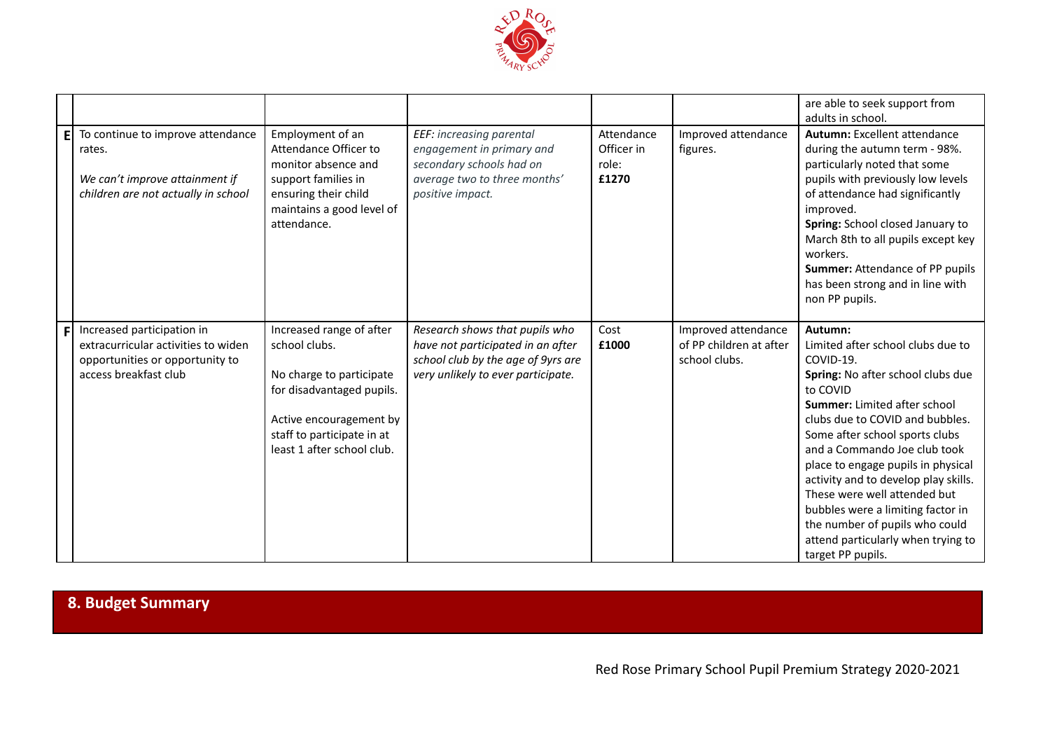| | | | | | | |
|---|---|---|---|---|---|---|
| | | | | | | are able to seek support from adults in school. |
| **E** | To continue to improve attendance rates.<br><br>*We can't improve attainment if children are not actually in school* | Employment of an Attendance Officer to monitor absence and support families in ensuring their child maintains a good level of attendance. | *EEF: increasing parental engagement in primary and secondary schools had on average two to three months' positive impact.* | Attendance Officer in role:<br>**£1270** | Improved attendance figures. | **Autumn:** Excellent attendance during the autumn term - 98%. particularly noted that some pupils with previously low levels of attendance had significantly improved.<br>**Spring:** School closed January to March 8th to all pupils except key workers.<br>**Summer:** Attendance of PP pupils has been strong and in line with non PP pupils. |
| **F** | Increased participation in extracurricular activities to widen opportunities or opportunity to access breakfast club | Increased range of after school clubs.<br><br>No charge to participate for disadvantaged pupils.<br><br>Active encouragement by staff to participate in at least 1 after school club. | *Research shows that pupils who have not participated in an after school club by the age of 9yrs are very unlikely to ever participate.* | Cost<br>**£1000** | Improved attendance of PP children at after school clubs. | **Autumn:**<br>Limited after school clubs due to COVID-19.<br>**Spring:** No after school clubs due to COVID<br>**Summer:** Limited after school clubs due to COVID and bubbles. Some after school sports clubs and a Commando Joe club took place to engage pupils in physical activity and to develop play skills. These were well attended but bubbles were a limiting factor in the number of pupils who could attend particularly when trying to target PP pupils. |

## 8. Budget Summary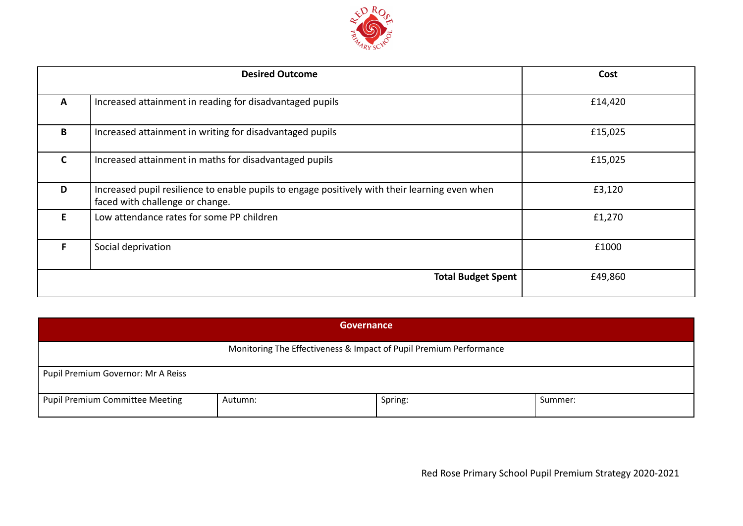| | Desired Outcome | Cost |
|---|---|---|
| A | Increased attainment in reading for disadvantaged pupils | £14,420 |
| B | Increased attainment in writing for disadvantaged pupils | £15,025 |
| C | Increased attainment in maths for disadvantaged pupils | £15,025 |
| D | Increased pupil resilience to enable pupils to engage positively with their learning even when faced with challenge or change. | £3,120 |
| E | Low attendance rates for some PP children | £1,270 |
| F | Social deprivation | £1000 |
| | **Total Budget Spent** | £49,860 |

| Governance | | | |
|---|---|---|---|
| Monitoring The Effectiveness & Impact of Pupil Premium Performance | | | |
| Pupil Premium Governor: Mr A Reiss | | | |
| Pupil Premium Committee Meeting | Autumn: | Spring: | Summer: |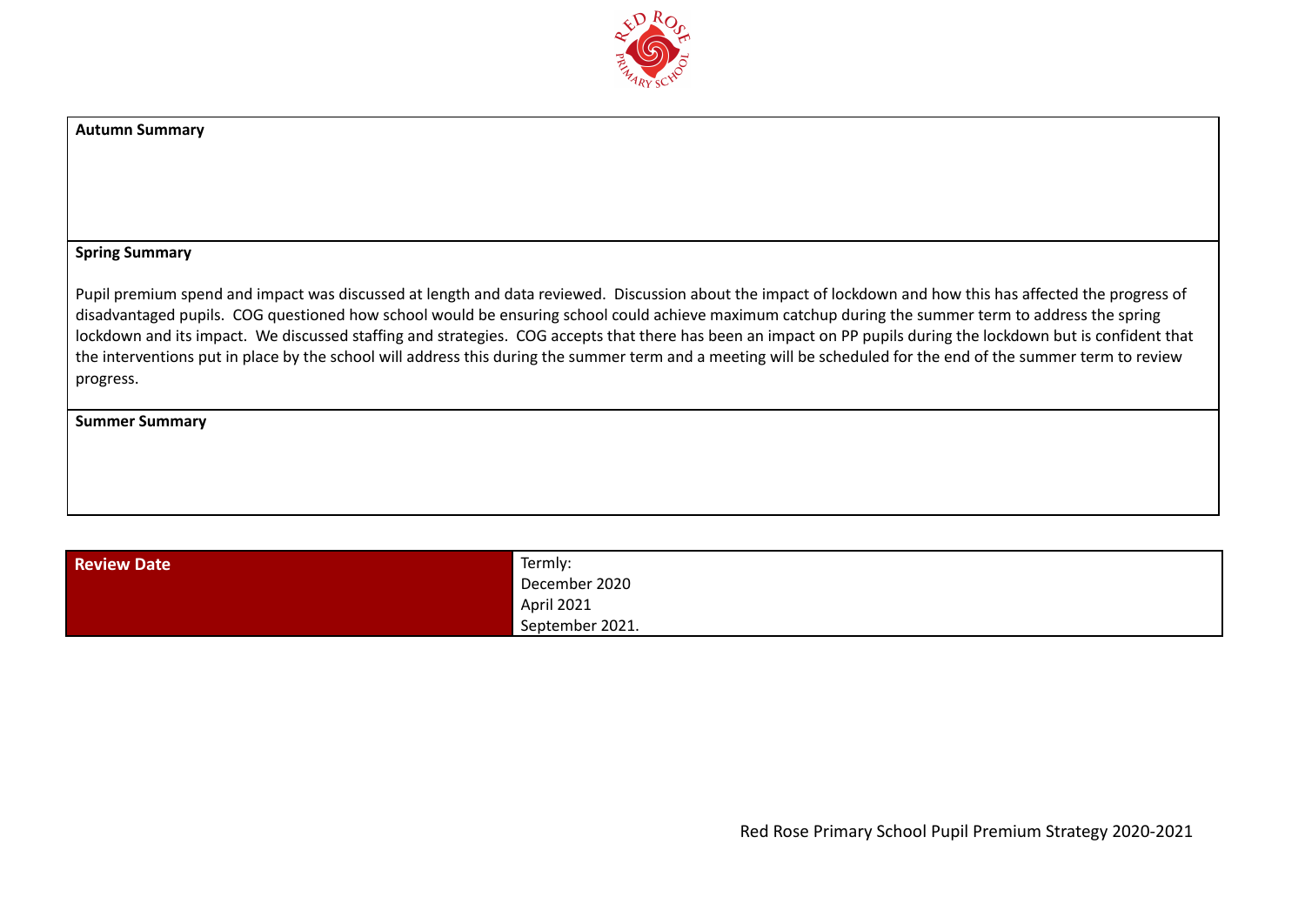| |
|---|
| **Autumn Summary** |
| **Spring Summary**<br><br>Pupil premium spend and impact was discussed at length and data reviewed. Discussion about the impact of lockdown and how this has affected the progress of disadvantaged pupils. COG questioned how school would be ensuring school could achieve maximum catchup during the summer term to address the spring lockdown and its impact. We discussed staffing and strategies. COG accepts that there has been an impact on PP pupils during the lockdown but is confident that the interventions put in place by the school will address this during the summer term and a meeting will be scheduled for the end of the summer term to review progress. |
| **Summer Summary** |

| | |
|---|---|
| **Review Date** | Termly:<br>December 2020<br>April 2021<br>September 2021. |